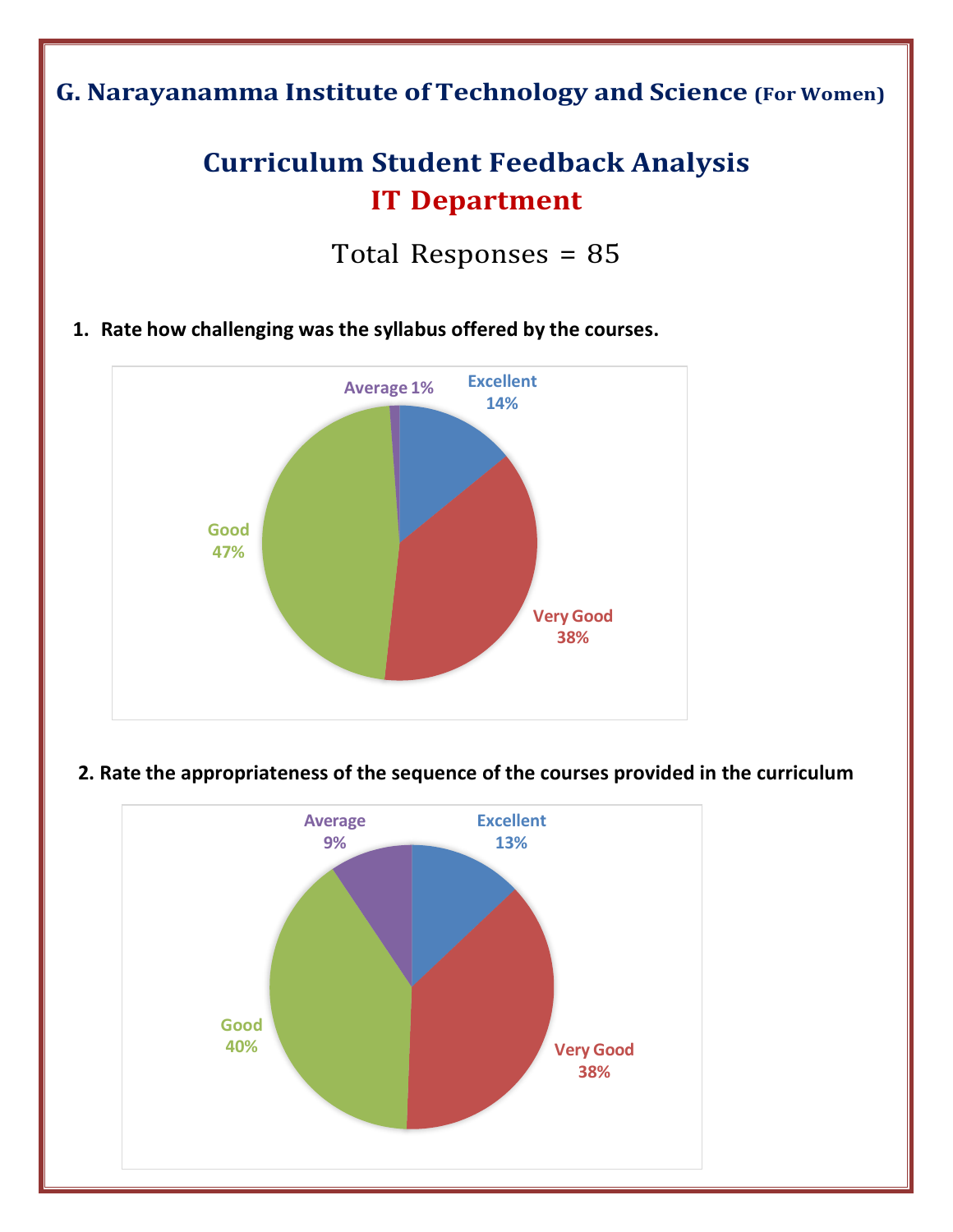## G. Narayanamma Institute of Technology and Science (For Women)

# Curriculum Student Feedback Analysis

## IT Department

Total Responses = 85

1. **Rate how challenging was the syllabus offered by the courses.**

Average 1%
Excellent 14%
Good 47%
Very Good 38%

2. **Rate the appropriateness of the sequence of the courses provided in the curriculum**

Average 9%
Excellent 13%
Good 40%
Very Good 38%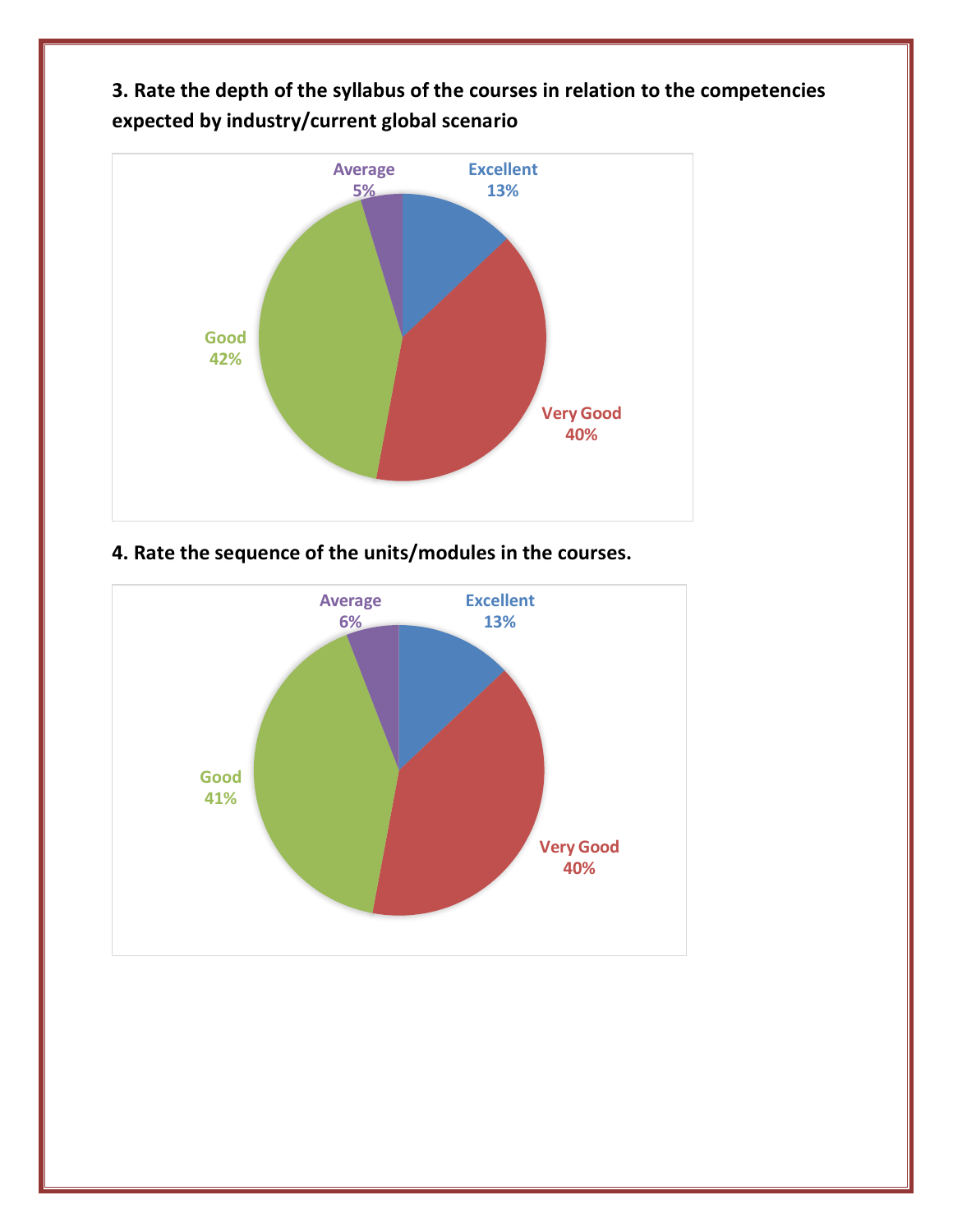**3. Rate the depth of the syllabus of the courses in relation to the competencies expected by industry/current global scenario**

Average 5%

Excellent 13%

Good 42%

Very Good 40%

**4. Rate the sequence of the units/modules in the courses.**

Average 6%

Excellent 13%

Good 41%

Very Good 40%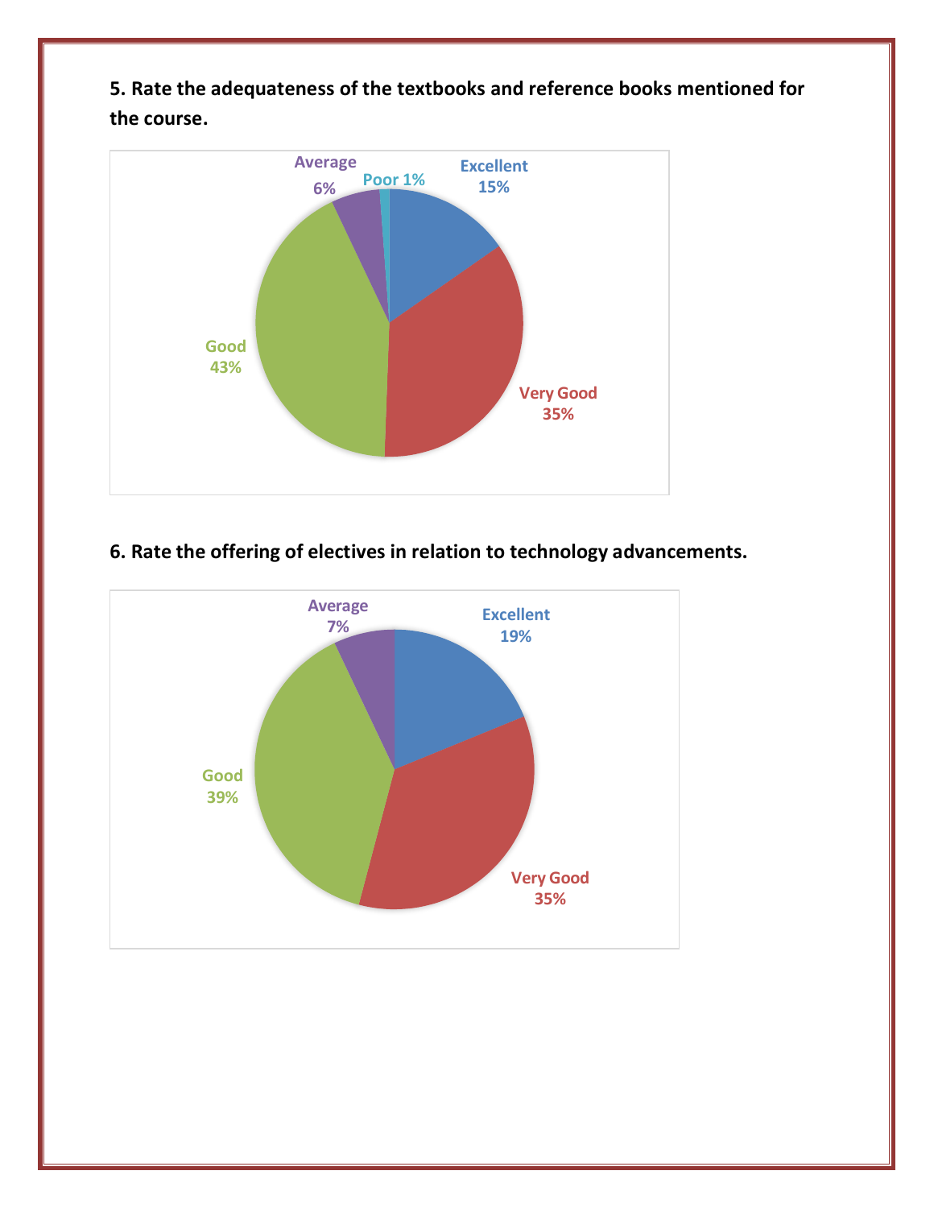**5. Rate the adequateness of the textbooks and reference books mentioned for the course.**

Excellent 15%

Very Good 35%

Good 43%

Average 6%

Poor 1%

**6. Rate the offering of electives in relation to technology advancements.**

Excellent 19%

Very Good 35%

Good 39%

Average 7%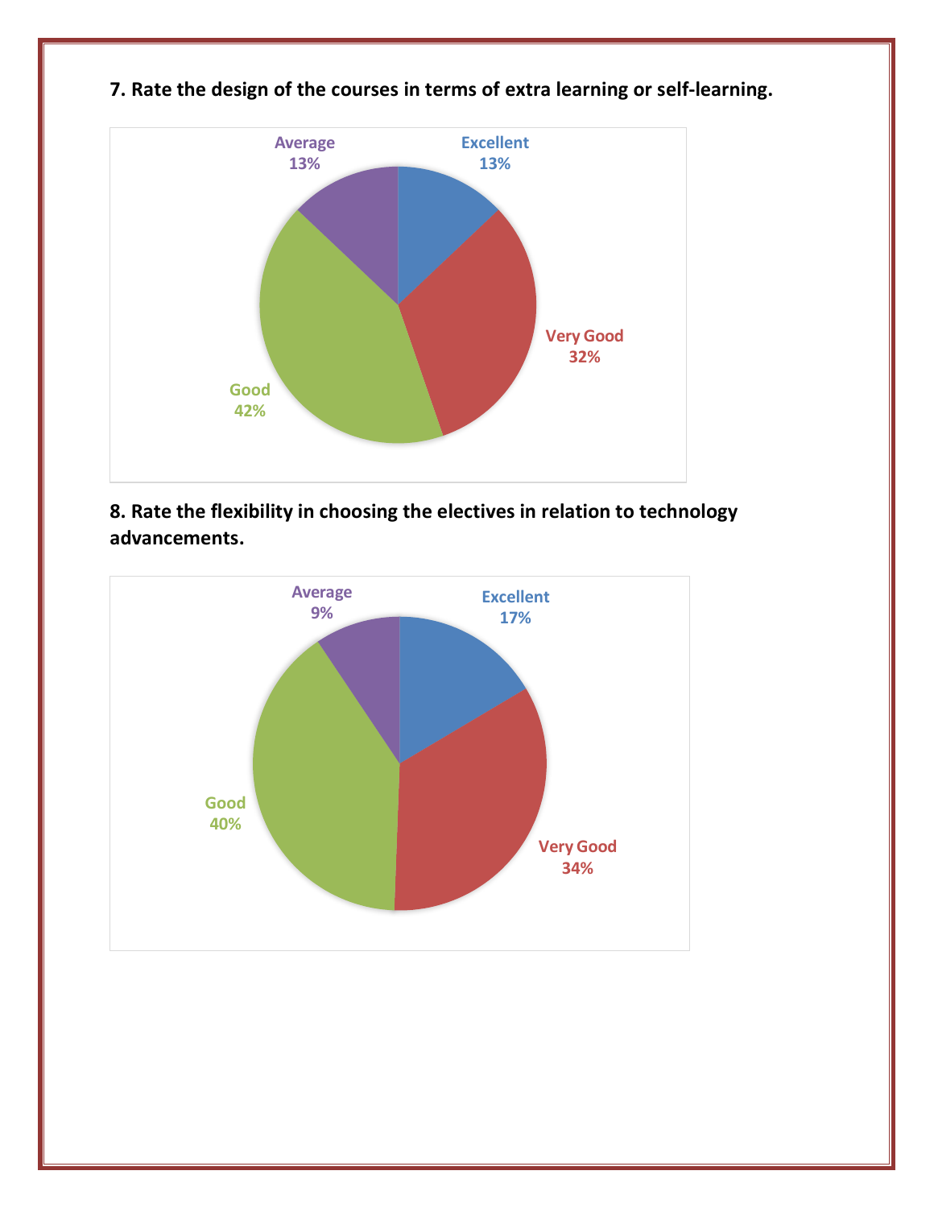**7. Rate the design of the courses in terms of extra learning or self-learning.**

Average 13%

Excellent 13%

Very Good 32%

Good 42%

**8. Rate the flexibility in choosing the electives in relation to technology advancements.**

Average 9%

Excellent 17%

Good 40%

Very Good 34%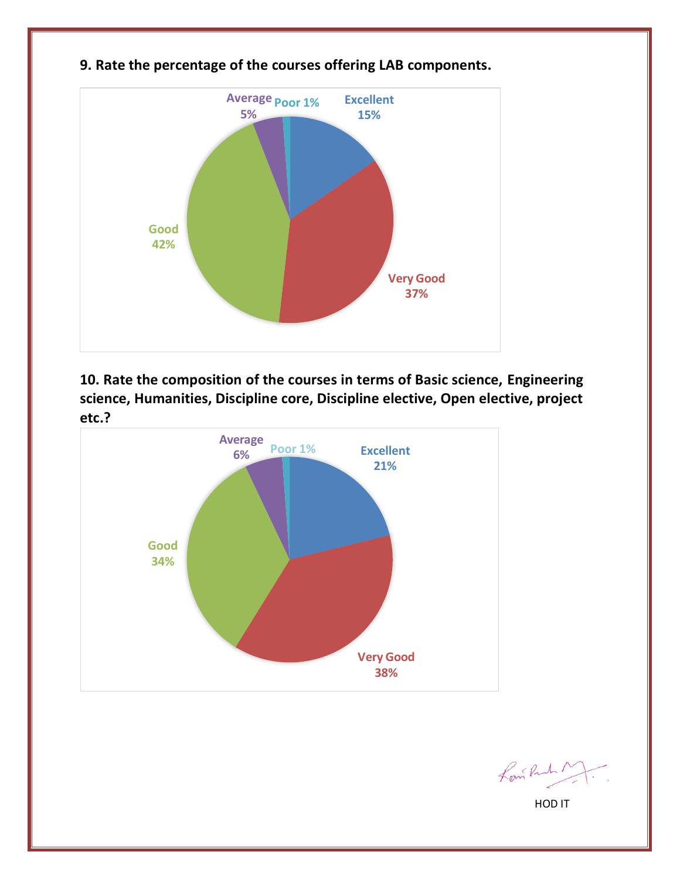**9. Rate the percentage of the courses offering LAB components.**

Average 5%
Poor 1%
Excellent 15%
Good 42%
Very Good 37%

**10. Rate the composition of the courses in terms of Basic science, Engineering science, Humanities, Discipline core, Discipline elective, Open elective, project etc.?**

Average 6%
Poor 1%
Excellent 21%
Good 34%
Very Good 38%

HOD IT